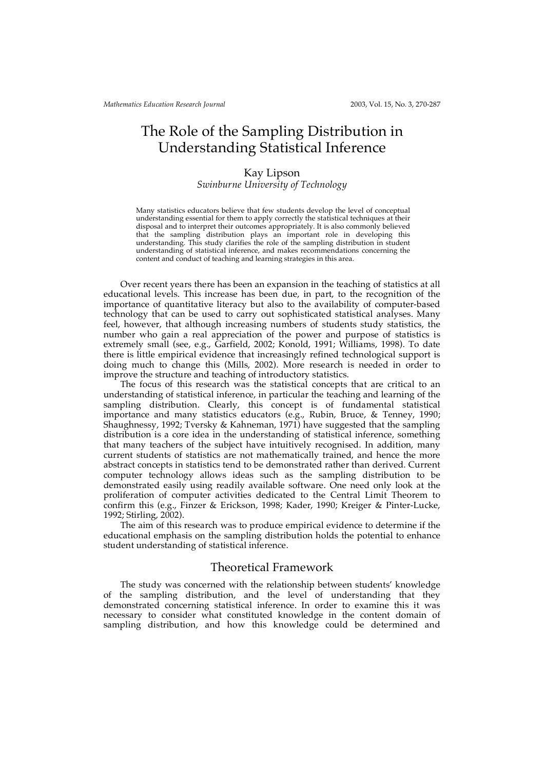# The Role of the Sampling Distribution in Understanding Statistical Inference

Kay Lipson
*Swinburne University of Technology*

Many statistics educators believe that few students develop the level of conceptual understanding essential for them to apply correctly the statistical techniques at their disposal and to interpret their outcomes appropriately. It is also commonly believed that the sampling distribution plays an important role in developing this understanding. This study clarifies the role of the sampling distribution in student understanding of statistical inference, and makes recommendations concerning the content and conduct of teaching and learning strategies in this area.

Over recent years there has been an expansion in the teaching of statistics at all educational levels. This increase has been due, in part, to the recognition of the importance of quantitative literacy but also to the availability of computer-based technology that can be used to carry out sophisticated statistical analyses. Many feel, however, that although increasing numbers of students study statistics, the number who gain a real appreciation of the power and purpose of statistics is extremely small (see, e.g., Garfield, 2002; Konold, 1991; Williams, 1998). To date there is little empirical evidence that increasingly refined technological support is doing much to change this (Mills, 2002). More research is needed in order to improve the structure and teaching of introductory statistics.

The focus of this research was the statistical concepts that are critical to an understanding of statistical inference, in particular the teaching and learning of the sampling distribution. Clearly, this concept is of fundamental statistical importance and many statistics educators (e.g., Rubin, Bruce, & Tenney, 1990; Shaughnessy, 1992; Tversky & Kahneman, 1971) have suggested that the sampling distribution is a core idea in the understanding of statistical inference, something that many teachers of the subject have intuitively recognised. In addition, many current students of statistics are not mathematically trained, and hence the more abstract concepts in statistics tend to be demonstrated rather than derived. Current computer technology allows ideas such as the sampling distribution to be demonstrated easily using readily available software. One need only look at the proliferation of computer activities dedicated to the Central Limit Theorem to confirm this (e.g., Finzer & Erickson, 1998; Kader, 1990; Kreiger & Pinter-Lucke, 1992; Stirling, 2002).

The aim of this research was to produce empirical evidence to determine if the educational emphasis on the sampling distribution holds the potential to enhance student understanding of statistical inference.

## Theoretical Framework

The study was concerned with the relationship between students' knowledge of the sampling distribution, and the level of understanding that they demonstrated concerning statistical inference. In order to examine this it was necessary to consider what constituted knowledge in the content domain of sampling distribution, and how this knowledge could be determined and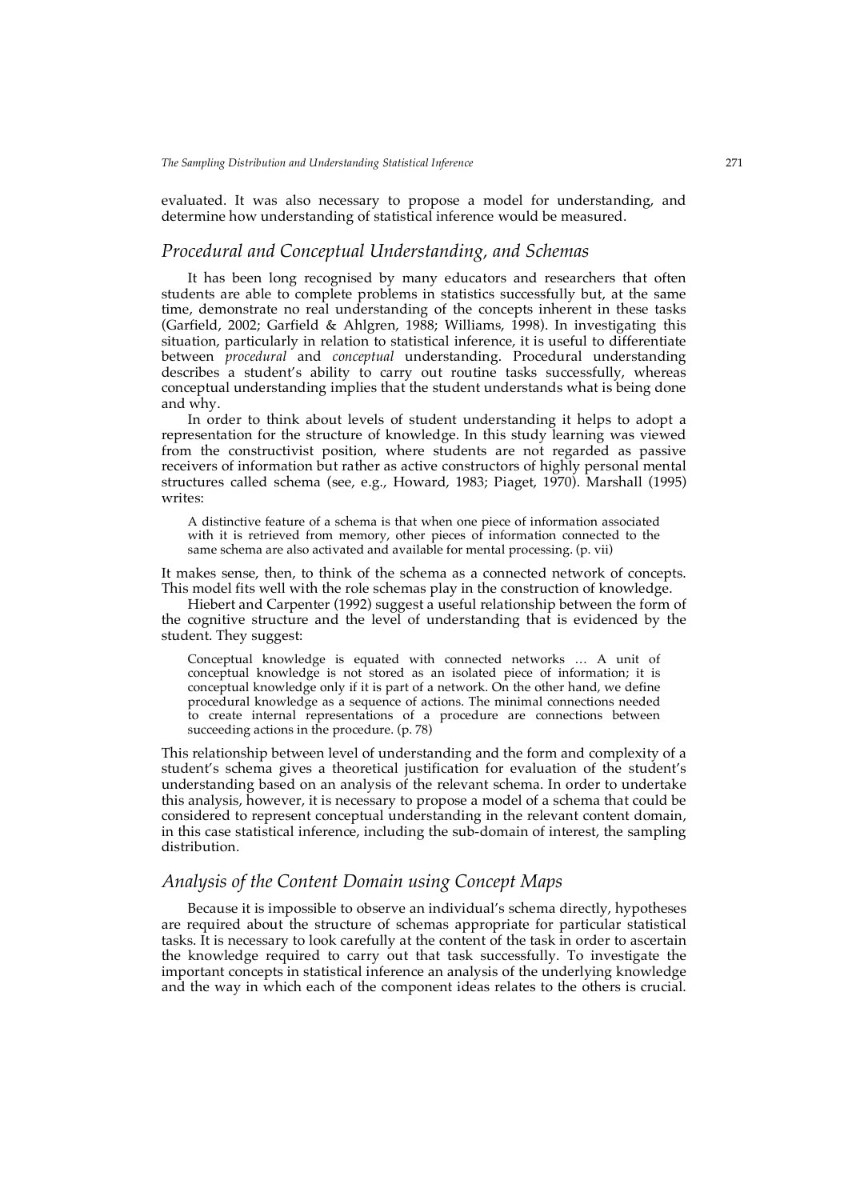evaluated. It was also necessary to propose a model for understanding, and determine how understanding of statistical inference would be measured.

## *Procedural and Conceptual Understanding, and Schemas*

It has been long recognised by many educators and researchers that often students are able to complete problems in statistics successfully but, at the same time, demonstrate no real understanding of the concepts inherent in these tasks (Garfield, 2002; Garfield & Ahlgren, 1988; Williams, 1998). In investigating this situation, particularly in relation to statistical inference, it is useful to differentiate between *procedural* and *conceptual* understanding. Procedural understanding describes a student's ability to carry out routine tasks successfully, whereas conceptual understanding implies that the student understands what is being done and why.

In order to think about levels of student understanding it helps to adopt a representation for the structure of knowledge. In this study learning was viewed from the constructivist position, where students are not regarded as passive receivers of information but rather as active constructors of highly personal mental structures called schema (see, e.g., Howard, 1983; Piaget, 1970). Marshall (1995) writes:

> A distinctive feature of a schema is that when one piece of information associated with it is retrieved from memory, other pieces of information connected to the same schema are also activated and available for mental processing. (p. vii)

It makes sense, then, to think of the schema as a connected network of concepts. This model fits well with the role schemas play in the construction of knowledge.

Hiebert and Carpenter (1992) suggest a useful relationship between the form of the cognitive structure and the level of understanding that is evidenced by the student. They suggest:

> Conceptual knowledge is equated with connected networks … A unit of conceptual knowledge is not stored as an isolated piece of information; it is conceptual knowledge only if it is part of a network. On the other hand, we define procedural knowledge as a sequence of actions. The minimal connections needed to create internal representations of a procedure are connections between succeeding actions in the procedure. (p. 78)

This relationship between level of understanding and the form and complexity of a student's schema gives a theoretical justification for evaluation of the student's understanding based on an analysis of the relevant schema. In order to undertake this analysis, however, it is necessary to propose a model of a schema that could be considered to represent conceptual understanding in the relevant content domain, in this case statistical inference, including the sub-domain of interest, the sampling distribution.

## *Analysis of the Content Domain using Concept Maps*

Because it is impossible to observe an individual's schema directly, hypotheses are required about the structure of schemas appropriate for particular statistical tasks. It is necessary to look carefully at the content of the task in order to ascertain the knowledge required to carry out that task successfully. To investigate the important concepts in statistical inference an analysis of the underlying knowledge and the way in which each of the component ideas relates to the others is crucial.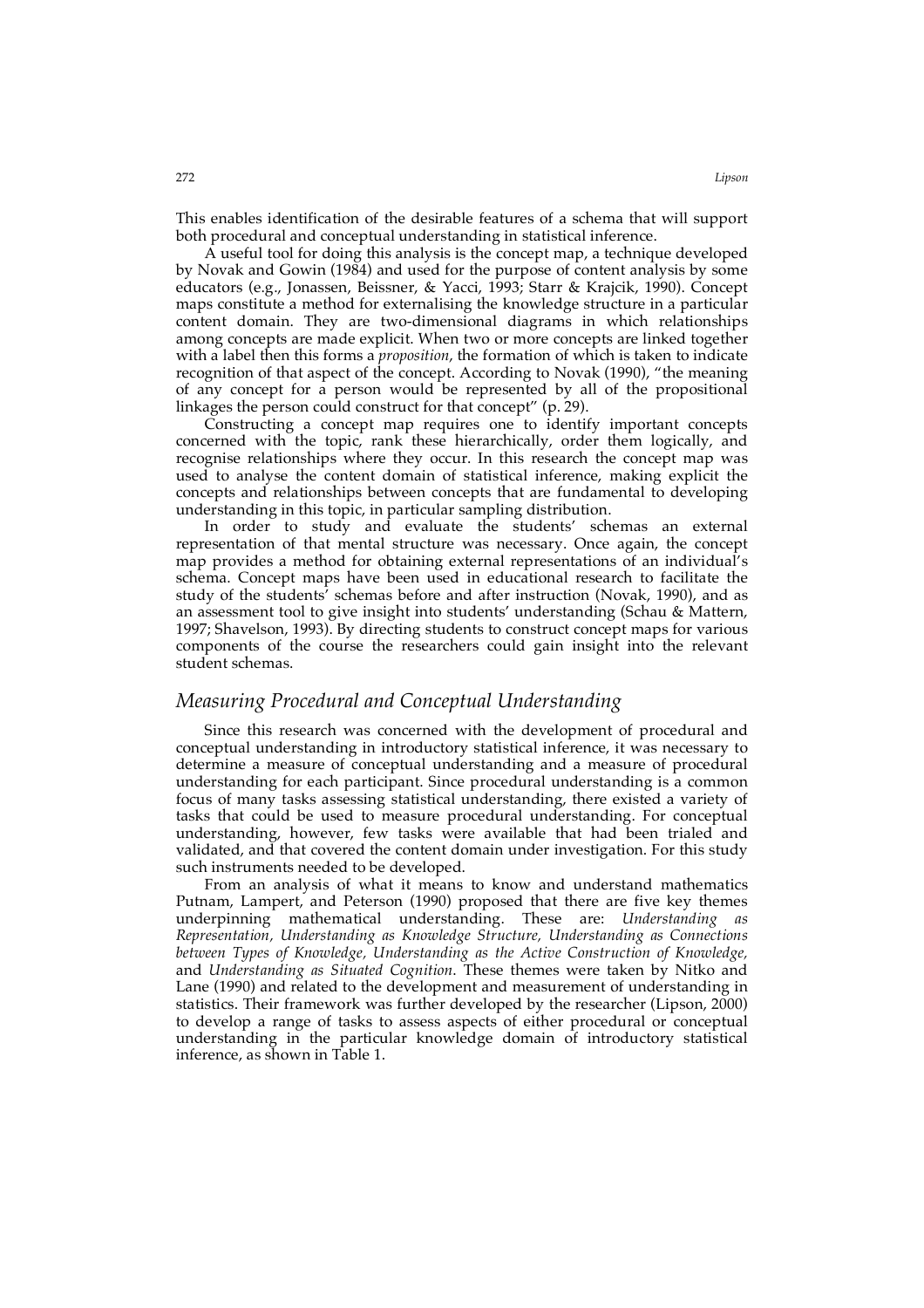This enables identification of the desirable features of a schema that will support both procedural and conceptual understanding in statistical inference.

A useful tool for doing this analysis is the concept map, a technique developed by Novak and Gowin (1984) and used for the purpose of content analysis by some educators (e.g., Jonassen, Beissner, & Yacci, 1993; Starr & Krajcik, 1990). Concept maps constitute a method for externalising the knowledge structure in a particular content domain. They are two-dimensional diagrams in which relationships among concepts are made explicit. When two or more concepts are linked together with a label then this forms a *proposition*, the formation of which is taken to indicate recognition of that aspect of the concept. According to Novak (1990), "the meaning of any concept for a person would be represented by all of the propositional linkages the person could construct for that concept" (p. 29).

Constructing a concept map requires one to identify important concepts concerned with the topic, rank these hierarchically, order them logically, and recognise relationships where they occur. In this research the concept map was used to analyse the content domain of statistical inference, making explicit the concepts and relationships between concepts that are fundamental to developing understanding in this topic, in particular sampling distribution.

In order to study and evaluate the students' schemas an external representation of that mental structure was necessary. Once again, the concept map provides a method for obtaining external representations of an individual's schema. Concept maps have been used in educational research to facilitate the study of the students' schemas before and after instruction (Novak, 1990), and as an assessment tool to give insight into students' understanding (Schau & Mattern, 1997; Shavelson, 1993). By directing students to construct concept maps for various components of the course the researchers could gain insight into the relevant student schemas.

## *Measuring Procedural and Conceptual Understanding*

Since this research was concerned with the development of procedural and conceptual understanding in introductory statistical inference, it was necessary to determine a measure of conceptual understanding and a measure of procedural understanding for each participant. Since procedural understanding is a common focus of many tasks assessing statistical understanding, there existed a variety of tasks that could be used to measure procedural understanding. For conceptual understanding, however, few tasks were available that had been trialed and validated, and that covered the content domain under investigation. For this study such instruments needed to be developed.

From an analysis of what it means to know and understand mathematics Putnam, Lampert, and Peterson (1990) proposed that there are five key themes underpinning mathematical understanding. These are: *Understanding as Representation*, *Understanding as Knowledge Structure*, *Understanding as Connections between Types of Knowledge*, *Understanding as the Active Construction of Knowledge*, and *Understanding as Situated Cognition*. These themes were taken by Nitko and Lane (1990) and related to the development and measurement of understanding in statistics. Their framework was further developed by the researcher (Lipson, 2000) to develop a range of tasks to assess aspects of either procedural or conceptual understanding in the particular knowledge domain of introductory statistical inference, as shown in Table 1.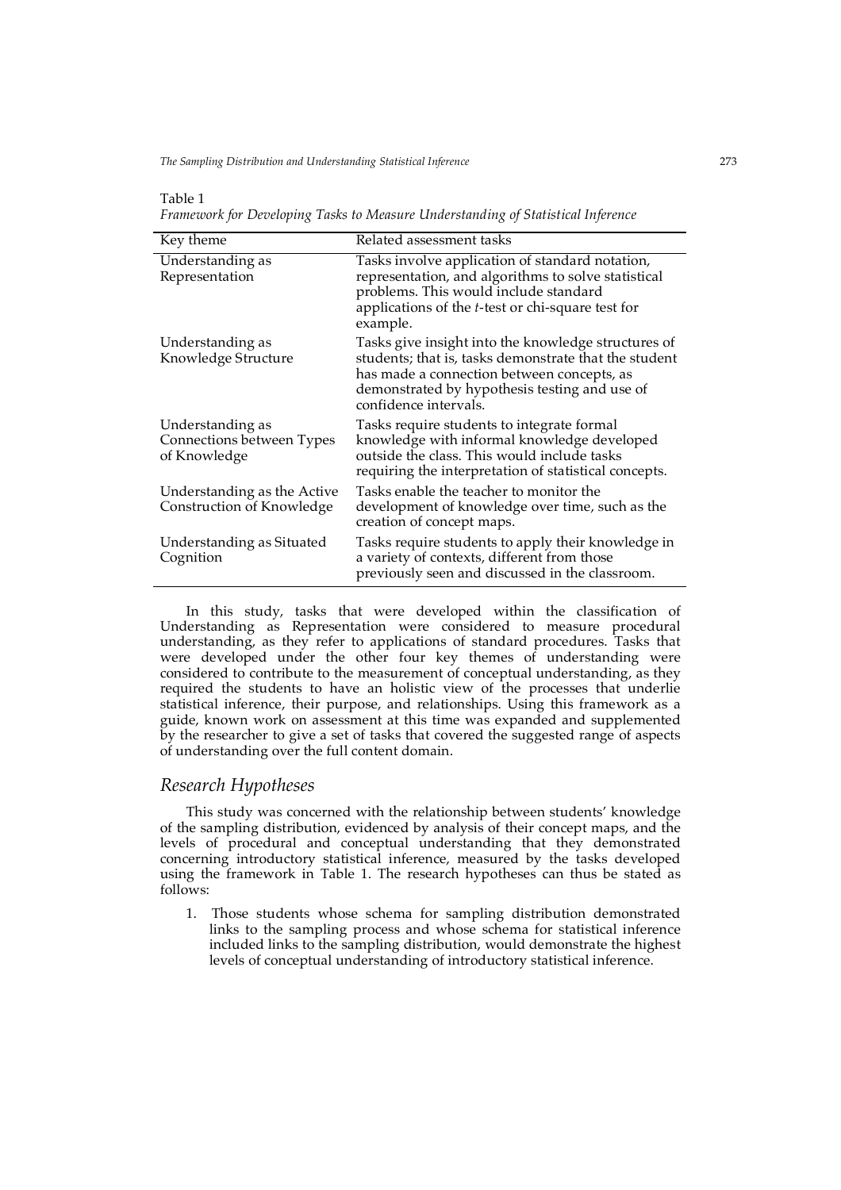Table 1

*Framework for Developing Tasks to Measure Understanding of Statistical Inference*

| Key theme | Related assessment tasks |
| --- | --- |
| Understanding as Representation | Tasks involve application of standard notation, representation, and algorithms to solve statistical problems. This would include standard applications of the *t*-test or chi-square test for example. |
| Understanding as Knowledge Structure | Tasks give insight into the knowledge structures of students; that is, tasks demonstrate that the student has made a connection between concepts, as demonstrated by hypothesis testing and use of confidence intervals. |
| Understanding as Connections between Types of Knowledge | Tasks require students to integrate formal knowledge with informal knowledge developed outside the class. This would include tasks requiring the interpretation of statistical concepts. |
| Understanding as the Active Construction of Knowledge | Tasks enable the teacher to monitor the development of knowledge over time, such as the creation of concept maps. |
| Understanding as Situated Cognition | Tasks require students to apply their knowledge in a variety of contexts, different from those previously seen and discussed in the classroom. |

In this study, tasks that were developed within the classification of Understanding as Representation were considered to measure procedural understanding, as they refer to applications of standard procedures. Tasks that were developed under the other four key themes of understanding were considered to contribute to the measurement of conceptual understanding, as they required the students to have an holistic view of the processes that underlie statistical inference, their purpose, and relationships. Using this framework as a guide, known work on assessment at this time was expanded and supplemented by the researcher to give a set of tasks that covered the suggested range of aspects of understanding over the full content domain.

## *Research Hypotheses*

This study was concerned with the relationship between students' knowledge of the sampling distribution, evidenced by analysis of their concept maps, and the levels of procedural and conceptual understanding that they demonstrated concerning introductory statistical inference, measured by the tasks developed using the framework in Table 1. The research hypotheses can thus be stated as follows:

1. Those students whose schema for sampling distribution demonstrated links to the sampling process and whose schema for statistical inference included links to the sampling distribution, would demonstrate the highest levels of conceptual understanding of introductory statistical inference.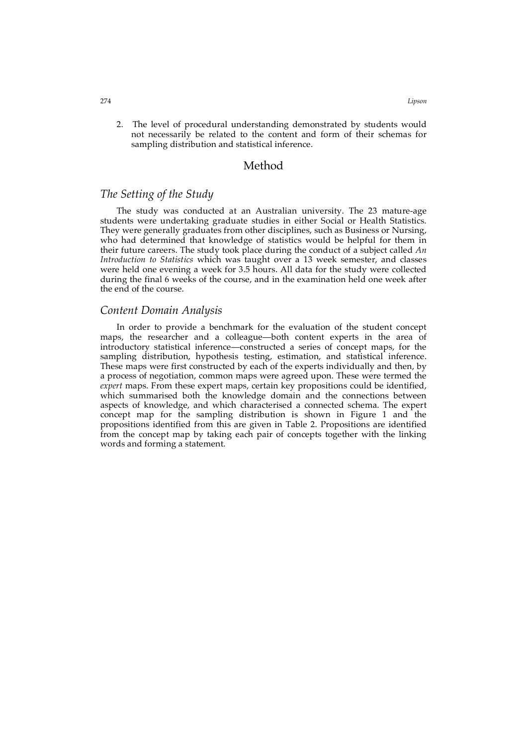2. The level of procedural understanding demonstrated by students would not necessarily be related to the content and form of their schemas for sampling distribution and statistical inference.

# Method

## *The Setting of the Study*

The study was conducted at an Australian university. The 23 mature-age students were undertaking graduate studies in either Social or Health Statistics. They were generally graduates from other disciplines, such as Business or Nursing, who had determined that knowledge of statistics would be helpful for them in their future careers. The study took place during the conduct of a subject called *An Introduction to Statistics* which was taught over a 13 week semester, and classes were held one evening a week for 3.5 hours. All data for the study were collected during the final 6 weeks of the course, and in the examination held one week after the end of the course.

## *Content Domain Analysis*

In order to provide a benchmark for the evaluation of the student concept maps, the researcher and a colleague—both content experts in the area of introductory statistical inference—constructed a series of concept maps, for the sampling distribution, hypothesis testing, estimation, and statistical inference. These maps were first constructed by each of the experts individually and then, by a process of negotiation, common maps were agreed upon. These were termed the *expert* maps. From these expert maps, certain key propositions could be identified, which summarised both the knowledge domain and the connections between aspects of knowledge, and which characterised a connected schema. The expert concept map for the sampling distribution is shown in Figure 1 and the propositions identified from this are given in Table 2. Propositions are identified from the concept map by taking each pair of concepts together with the linking words and forming a statement.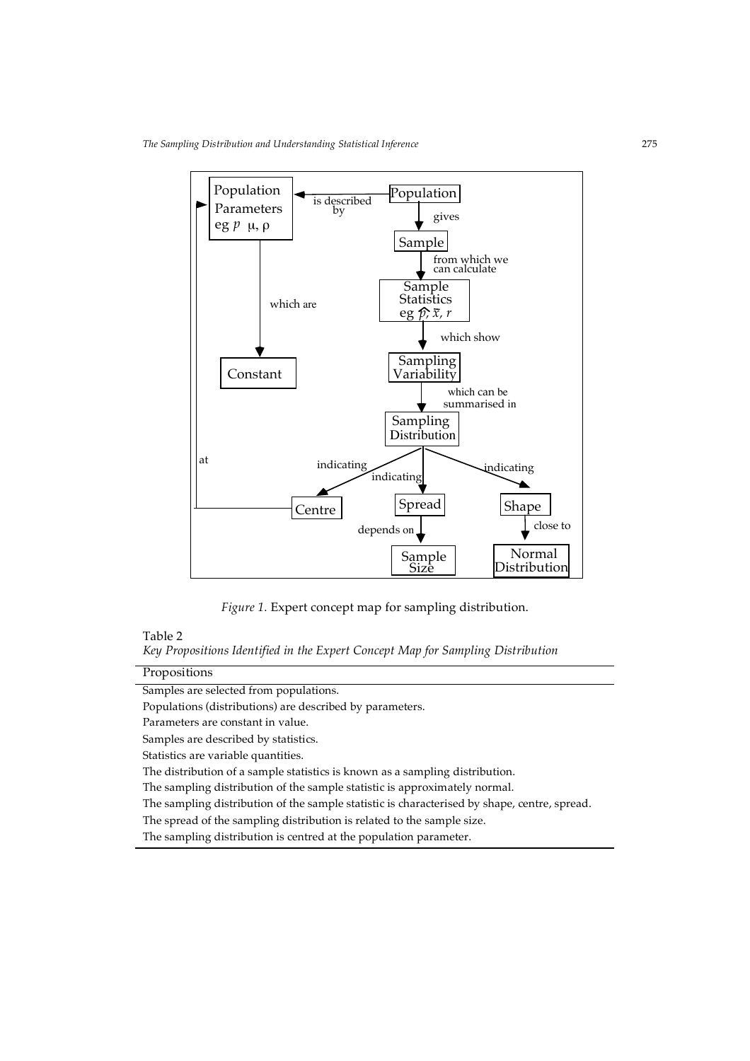*Figure 1.* Expert concept map for sampling distribution.

Table 2
*Key Propositions Identified in the Expert Concept Map for Sampling Distribution*

| Propositions |
| --- |
| Samples are selected from populations. |
| Populations (distributions) are described by parameters. |
| Parameters are constant in value. |
| Samples are described by statistics. |
| Statistics are variable quantities. |
| The distribution of a sample statistics is known as a sampling distribution. |
| The sampling distribution of the sample statistic is approximately normal. |
| The sampling distribution of the sample statistic is characterised by shape, centre, spread. |
| The spread of the sampling distribution is related to the sample size. |
| The sampling distribution is centred at the population parameter. |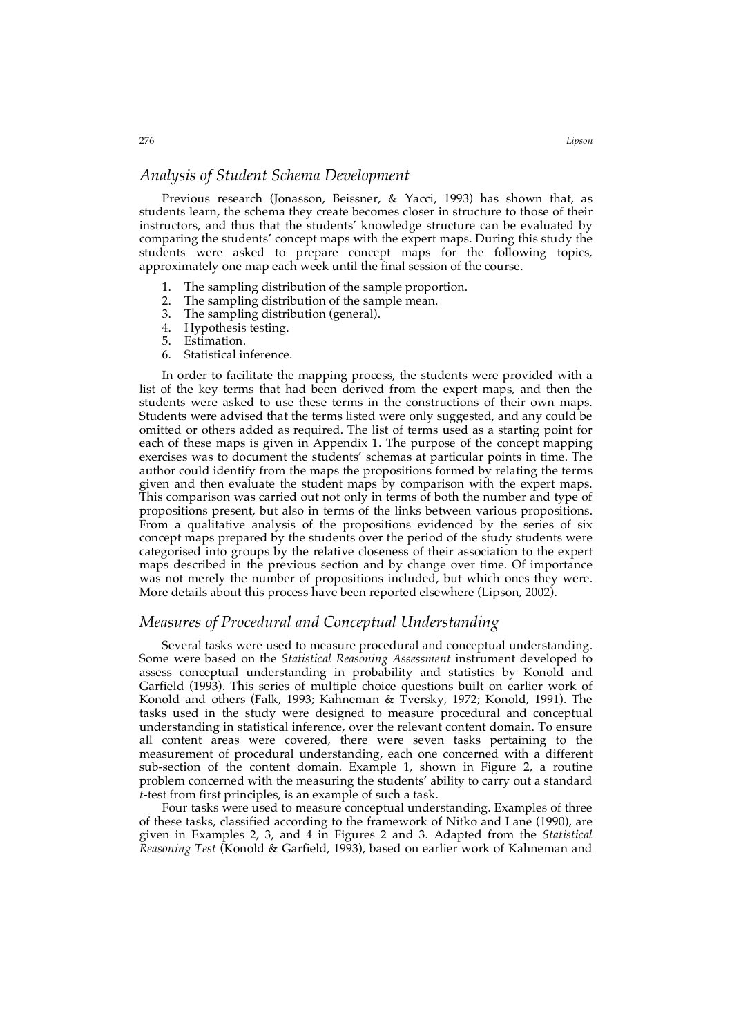## *Analysis of Student Schema Development*

Previous research (Jonasson, Beissner, & Yacci, 1993) has shown that, as students learn, the schema they create becomes closer in structure to those of their instructors, and thus that the students' knowledge structure can be evaluated by comparing the students' concept maps with the expert maps. During this study the students were asked to prepare concept maps for the following topics, approximately one map each week until the final session of the course.

1. The sampling distribution of the sample proportion.
2. The sampling distribution of the sample mean.
3. The sampling distribution (general).
4. Hypothesis testing.
5. Estimation.
6. Statistical inference.

In order to facilitate the mapping process, the students were provided with a list of the key terms that had been derived from the expert maps, and then the students were asked to use these terms in the constructions of their own maps. Students were advised that the terms listed were only suggested, and any could be omitted or others added as required. The list of terms used as a starting point for each of these maps is given in Appendix 1. The purpose of the concept mapping exercises was to document the students' schemas at particular points in time. The author could identify from the maps the propositions formed by relating the terms given and then evaluate the student maps by comparison with the expert maps. This comparison was carried out not only in terms of both the number and type of propositions present, but also in terms of the links between various propositions. From a qualitative analysis of the propositions evidenced by the series of six concept maps prepared by the students over the period of the study students were categorised into groups by the relative closeness of their association to the expert maps described in the previous section and by change over time. Of importance was not merely the number of propositions included, but which ones they were. More details about this process have been reported elsewhere (Lipson, 2002).

## *Measures of Procedural and Conceptual Understanding*

Several tasks were used to measure procedural and conceptual understanding. Some were based on the *Statistical Reasoning Assessment* instrument developed to assess conceptual understanding in probability and statistics by Konold and Garfield (1993). This series of multiple choice questions built on earlier work of Konold and others (Falk, 1993; Kahneman & Tversky, 1972; Konold, 1991). The tasks used in the study were designed to measure procedural and conceptual understanding in statistical inference, over the relevant content domain. To ensure all content areas were covered, there were seven tasks pertaining to the measurement of procedural understanding, each one concerned with a different sub-section of the content domain. Example 1, shown in Figure 2, a routine problem concerned with the measuring the students' ability to carry out a standard *t*-test from first principles, is an example of such a task.

Four tasks were used to measure conceptual understanding. Examples of three of these tasks, classified according to the framework of Nitko and Lane (1990), are given in Examples 2, 3, and 4 in Figures 2 and 3. Adapted from the *Statistical Reasoning Test* (Konold & Garfield, 1993), based on earlier work of Kahneman and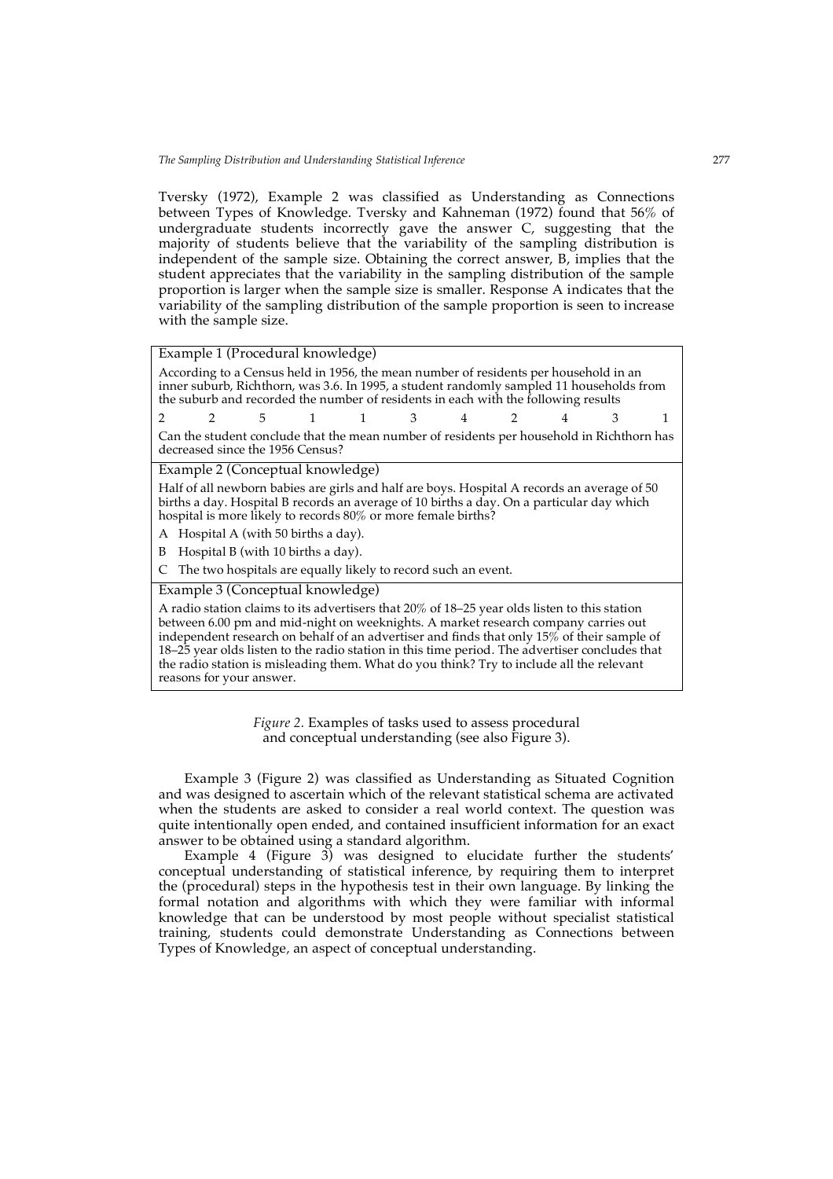Tversky (1972), Example 2 was classified as Understanding as Connections between Types of Knowledge. Tversky and Kahneman (1972) found that 56% of undergraduate students incorrectly gave the answer C, suggesting that the majority of students believe that the variability of the sampling distribution is independent of the sample size. Obtaining the correct answer, B, implies that the student appreciates that the variability in the sampling distribution of the sample proportion is larger when the sample size is smaller. Response A indicates that the variability of the sampling distribution of the sample proportion is seen to increase with the sample size.

---

Example 1 (Procedural knowledge)

According to a Census held in 1956, the mean number of residents per household in an inner suburb, Richthorn, was 3.6. In 1995, a student randomly sampled 11 households from the suburb and recorded the number of residents in each with the following results

| 2 | 2 | 5 | 1 | 1 | 3 | 4 | 2 | 4 | 3 | 1 |
|---|---|---|---|---|---|---|---|---|---|---|

Can the student conclude that the mean number of residents per household in Richthorn has decreased since the 1956 Census?

Example 2 (Conceptual knowledge)

Half of all newborn babies are girls and half are boys. Hospital A records an average of 50 births a day. Hospital B records an average of 10 births a day. On a particular day which hospital is more likely to records 80% or more female births?

A Hospital A (with 50 births a day).

B Hospital B (with 10 births a day).

C The two hospitals are equally likely to record such an event.

Example 3 (Conceptual knowledge)

A radio station claims to its advertisers that 20% of 18–25 year olds listen to this station between 6.00 pm and mid-night on weeknights. A market research company carries out independent research on behalf of an advertiser and finds that only 15% of their sample of 18–25 year olds listen to the radio station in this time period. The advertiser concludes that the radio station is misleading them. What do you think? Try to include all the relevant reasons for your answer.

---

*Figure 2*. Examples of tasks used to assess procedural and conceptual understanding (see also Figure 3).

Example 3 (Figure 2) was classified as Understanding as Situated Cognition and was designed to ascertain which of the relevant statistical schema are activated when the students are asked to consider a real world context. The question was quite intentionally open ended, and contained insufficient information for an exact answer to be obtained using a standard algorithm.

Example 4 (Figure 3) was designed to elucidate further the students' conceptual understanding of statistical inference, by requiring them to interpret the (procedural) steps in the hypothesis test in their own language. By linking the formal notation and algorithms with which they were familiar with informal knowledge that can be understood by most people without specialist statistical training, students could demonstrate Understanding as Connections between Types of Knowledge, an aspect of conceptual understanding.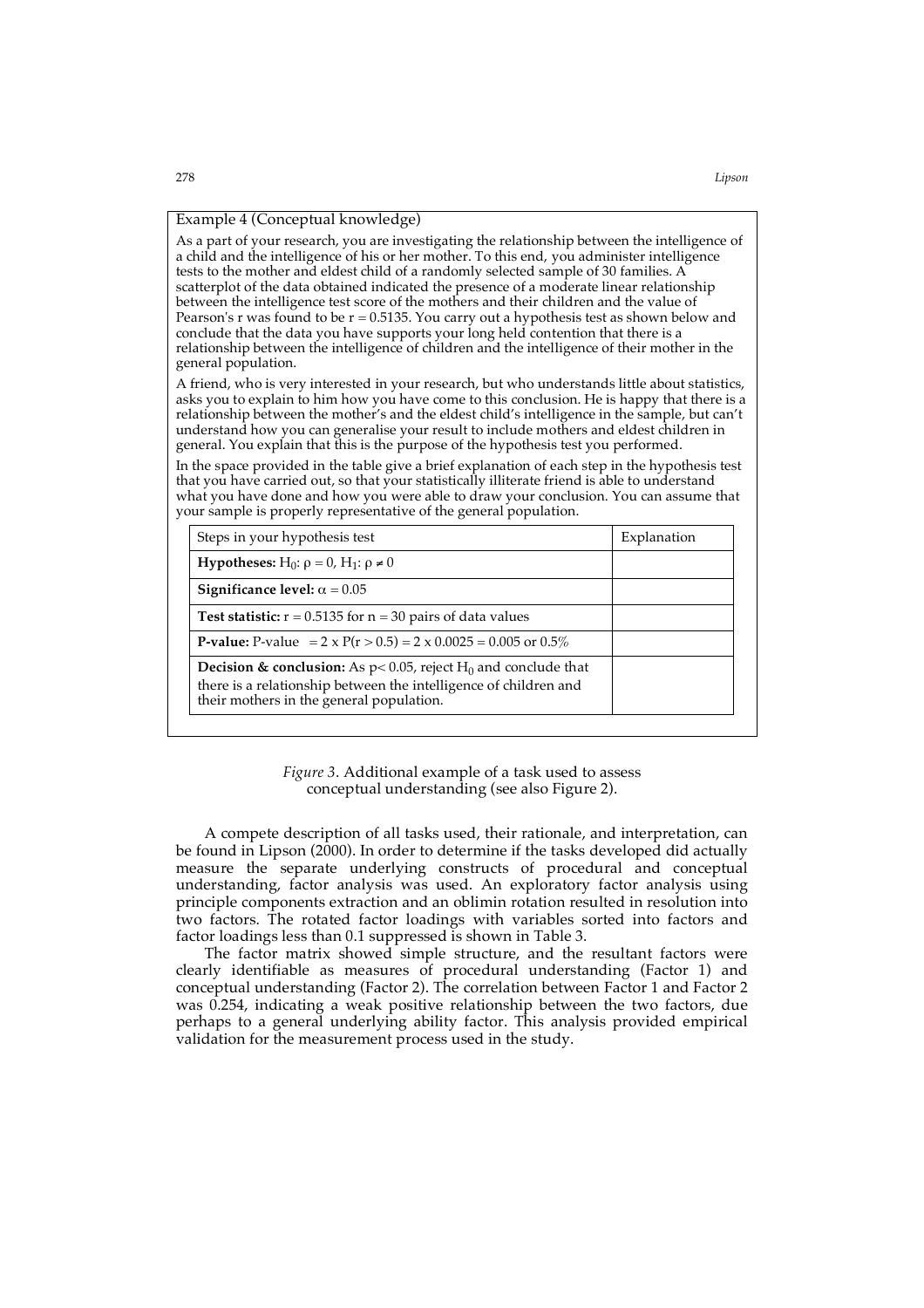Example 4 (Conceptual knowledge)

As a part of your research, you are investigating the relationship between the intelligence of a child and the intelligence of his or her mother. To this end, you administer intelligence tests to the mother and eldest child of a randomly selected sample of 30 families. A scatterplot of the data obtained indicated the presence of a moderate linear relationship between the intelligence test score of the mothers and their children and the value of Pearson's r was found to be $r = 0.5135$. You carry out a hypothesis test as shown below and conclude that the data you have supports your long held contention that there is a relationship between the intelligence of children and the intelligence of their mother in the general population.

A friend, who is very interested in your research, but who understands little about statistics, asks you to explain to him how you have come to this conclusion. He is happy that there is a relationship between the mother's and the eldest child's intelligence in the sample, but can't understand how you can generalise your result to include mothers and eldest children in general. You explain that this is the purpose of the hypothesis test you performed.

In the space provided in the table give a brief explanation of each step in the hypothesis test that you have carried out, so that your statistically illiterate friend is able to understand what you have done and how you were able to draw your conclusion. You can assume that your sample is properly representative of the general population.

| Steps in your hypothesis test | Explanation |
|---|---|
| **Hypotheses:** $H_0$: $\rho = 0$, $H_1$: $\rho \neq 0$ | |
| **Significance level:** $\alpha = 0.05$ | |
| **Test statistic:** $r = 0.5135$ for $n = 30$ pairs of data values | |
| **P-value:** P-value $= 2 \times P(r > 0.5) = 2 \times 0.0025 = 0.005$ or 0.5% | |
| **Decision & conclusion:** As $p < 0.05$, reject $H_0$ and conclude that there is a relationship between the intelligence of children and their mothers in the general population. | |

*Figure 3*. Additional example of a task used to assess conceptual understanding (see also Figure 2).

A compete description of all tasks used, their rationale, and interpretation, can be found in Lipson (2000). In order to determine if the tasks developed did actually measure the separate underlying constructs of procedural and conceptual understanding, factor analysis was used. An exploratory factor analysis using principle components extraction and an oblimin rotation resulted in resolution into two factors. The rotated factor loadings with variables sorted into factors and factor loadings less than 0.1 suppressed is shown in Table 3.

The factor matrix showed simple structure, and the resultant factors were clearly identifiable as measures of procedural understanding (Factor 1) and conceptual understanding (Factor 2). The correlation between Factor 1 and Factor 2 was 0.254, indicating a weak positive relationship between the two factors, due perhaps to a general underlying ability factor. This analysis provided empirical validation for the measurement process used in the study.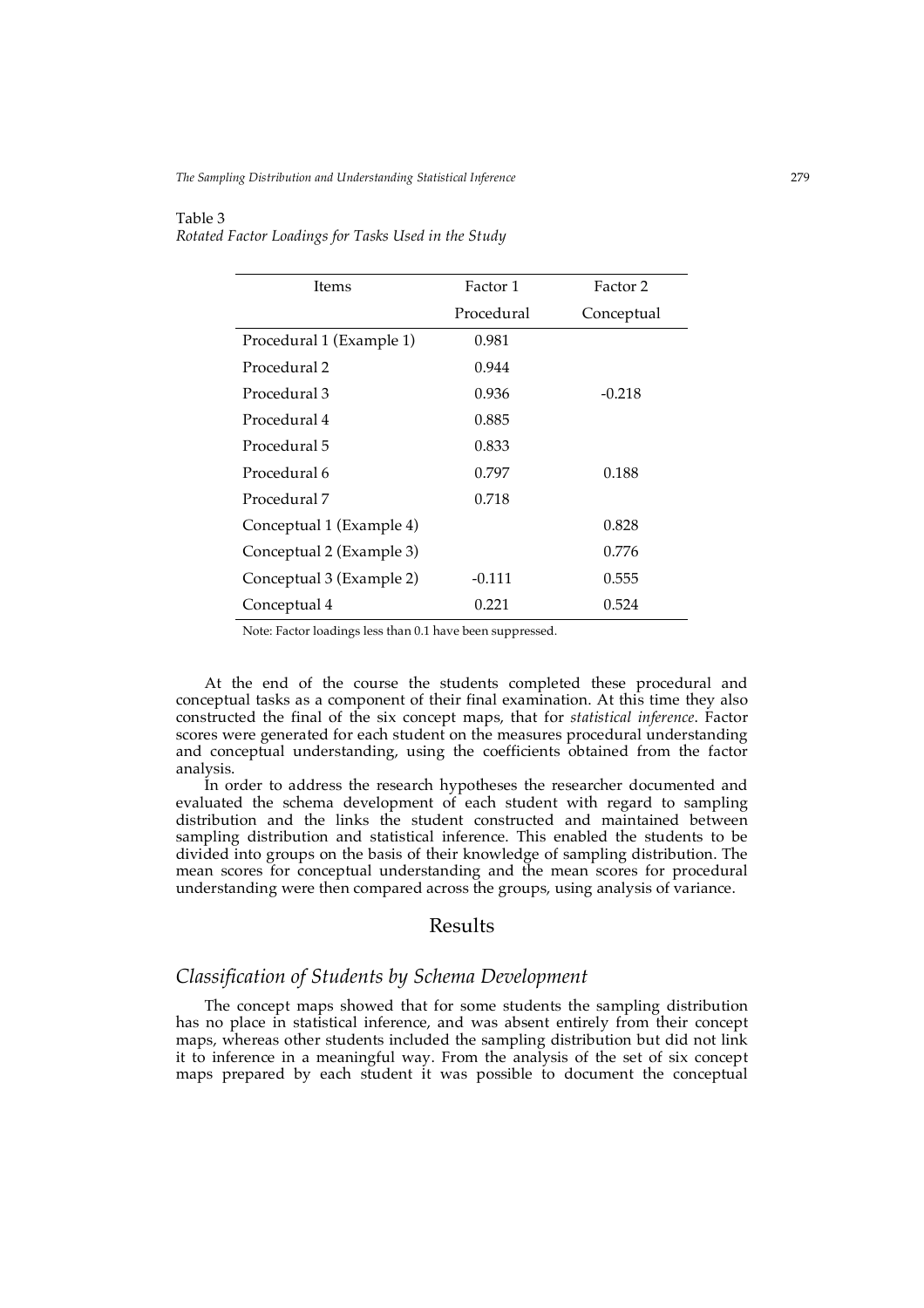Table 3
*Rotated Factor Loadings for Tasks Used in the Study*

| Items | Factor 1 | Factor 2 |
|---|---|---|
| | Procedural | Conceptual |
| Procedural 1 (Example 1) | 0.981 | |
| Procedural 2 | 0.944 | |
| Procedural 3 | 0.936 | -0.218 |
| Procedural 4 | 0.885 | |
| Procedural 5 | 0.833 | |
| Procedural 6 | 0.797 | 0.188 |
| Procedural 7 | 0.718 | |
| Conceptual 1 (Example 4) | | 0.828 |
| Conceptual 2 (Example 3) | | 0.776 |
| Conceptual 3 (Example 2) | -0.111 | 0.555 |
| Conceptual 4 | 0.221 | 0.524 |

Note: Factor loadings less than 0.1 have been suppressed.

At the end of the course the students completed these procedural and conceptual tasks as a component of their final examination. At this time they also constructed the final of the six concept maps, that for *statistical inference*. Factor scores were generated for each student on the measures procedural understanding and conceptual understanding, using the coefficients obtained from the factor analysis.

In order to address the research hypotheses the researcher documented and evaluated the schema development of each student with regard to sampling distribution and the links the student constructed and maintained between sampling distribution and statistical inference. This enabled the students to be divided into groups on the basis of their knowledge of sampling distribution. The mean scores for conceptual understanding and the mean scores for procedural understanding were then compared across the groups, using analysis of variance.

# Results

## *Classification of Students by Schema Development*

The concept maps showed that for some students the sampling distribution has no place in statistical inference, and was absent entirely from their concept maps, whereas other students included the sampling distribution but did not link it to inference in a meaningful way. From the analysis of the set of six concept maps prepared by each student it was possible to document the conceptual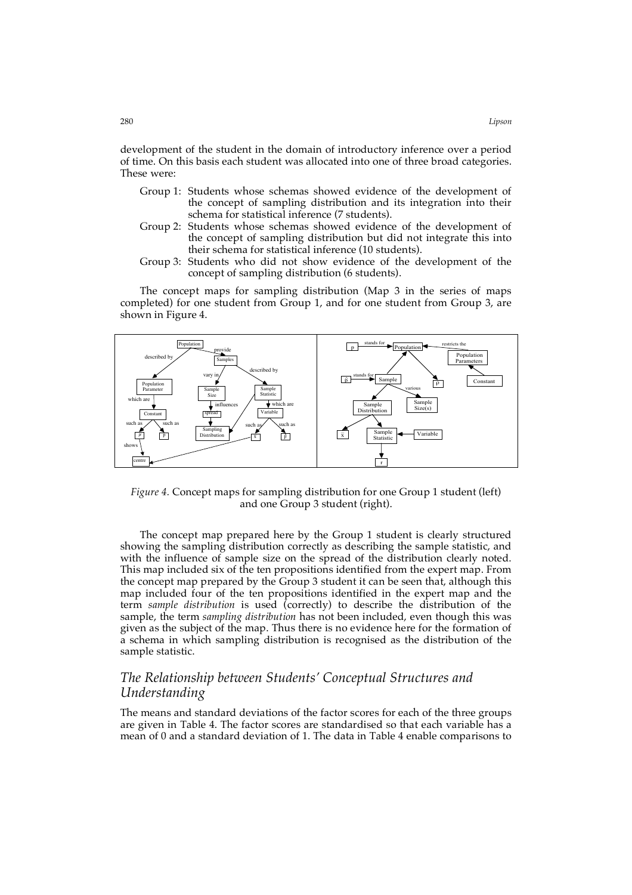development of the student in the domain of introductory inference over a period of time. On this basis each student was allocated into one of three broad categories. These were:

- Group 1: Students whose schemas showed evidence of the development of the concept of sampling distribution and its integration into their schema for statistical inference (7 students).
- Group 2: Students whose schemas showed evidence of the development of the concept of sampling distribution but did not integrate this into their schema for statistical inference (10 students).
- Group 3: Students who did not show evidence of the development of the concept of sampling distribution (6 students).

The concept maps for sampling distribution (Map 3 in the series of maps completed) for one student from Group 1, and for one student from Group 3, are shown in Figure 4.

*Figure 4.* Concept maps for sampling distribution for one Group 1 student (left) and one Group 3 student (right).

The concept map prepared here by the Group 1 student is clearly structured showing the sampling distribution correctly as describing the sample statistic, and with the influence of sample size on the spread of the distribution clearly noted. This map included six of the ten propositions identified from the expert map. From the concept map prepared by the Group 3 student it can be seen that, although this map included four of the ten propositions identified in the expert map and the term *sample distribution* is used (correctly) to describe the distribution of the sample, the term *sampling distribution* has not been included, even though this was given as the subject of the map. Thus there is no evidence here for the formation of a schema in which sampling distribution is recognised as the distribution of the sample statistic.

## *The Relationship between Students' Conceptual Structures and Understanding*

The means and standard deviations of the factor scores for each of the three groups are given in Table 4. The factor scores are standardised so that each variable has a mean of 0 and a standard deviation of 1. The data in Table 4 enable comparisons to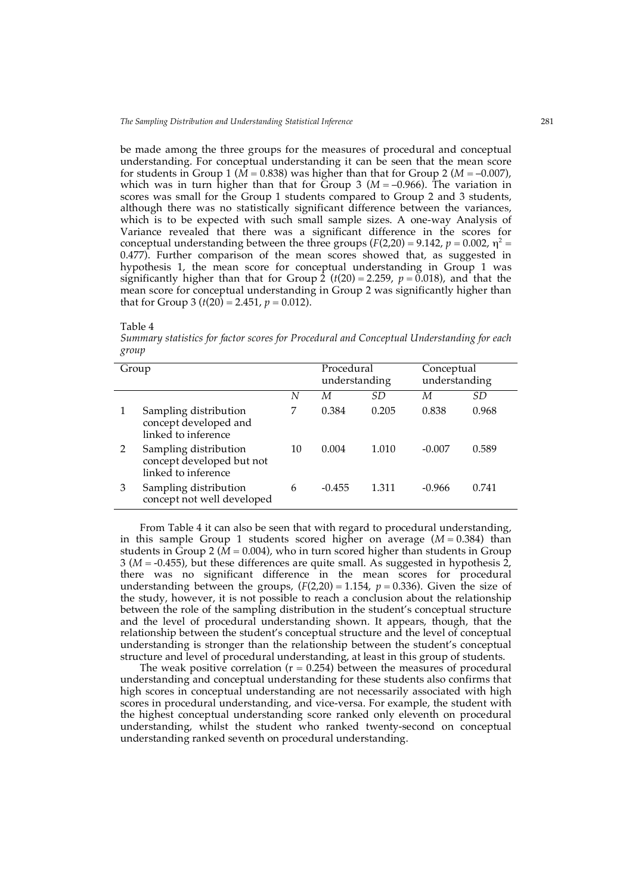be made among the three groups for the measures of procedural and conceptual understanding. For conceptual understanding it can be seen that the mean score for students in Group 1 ($M = 0.838$) was higher than that for Group 2 ($M = -0.007$), which was in turn higher than that for Group 3 ($M = -0.966$). The variation in scores was small for the Group 1 students compared to Group 2 and 3 students, although there was no statistically significant difference between the variances, which is to be expected with such small sample sizes. A one-way Analysis of Variance revealed that there was a significant difference in the scores for conceptual understanding between the three groups ($F(2,20) = 9.142$, $p = 0.002$, $\eta^2 = 0.477$). Further comparison of the mean scores showed that, as suggested in hypothesis 1, the mean score for conceptual understanding in Group 1 was significantly higher than that for Group 2 ($t(20) = 2.259$, $p = 0.018$), and that the mean score for conceptual understanding in Group 2 was significantly higher than that for Group 3 ($t(20) = 2.451$, $p = 0.012$).

Table 4

*Summary statistics for factor scores for Procedural and Conceptual Understanding for each group*

| Group | | | Procedural understanding | | Conceptual understanding | |
|---|---|---|---|---|---|---|
| | | *N* | *M* | *SD* | *M* | *SD* |
| 1 | Sampling distribution concept developed and linked to inference | 7 | 0.384 | 0.205 | 0.838 | 0.968 |
| 2 | Sampling distribution concept developed but not linked to inference | 10 | 0.004 | 1.010 | -0.007 | 0.589 |
| 3 | Sampling distribution concept not well developed | 6 | -0.455 | 1.311 | -0.966 | 0.741 |

From Table 4 it can also be seen that with regard to procedural understanding, in this sample Group 1 students scored higher on average ($M = 0.384$) than students in Group 2 ($M = 0.004$), who in turn scored higher than students in Group 3 ($M = -0.455$), but these differences are quite small. As suggested in hypothesis 2, there was no significant difference in the mean scores for procedural understanding between the groups, ($F(2,20) = 1.154$, $p = 0.336$). Given the size of the study, however, it is not possible to reach a conclusion about the relationship between the role of the sampling distribution in the student's conceptual structure and the level of procedural understanding shown. It appears, though, that the relationship between the student's conceptual structure and the level of conceptual understanding is stronger than the relationship between the student's conceptual structure and level of procedural understanding, at least in this group of students.

The weak positive correlation ($r = 0.254$) between the measures of procedural understanding and conceptual understanding for these students also confirms that high scores in conceptual understanding are not necessarily associated with high scores in procedural understanding, and vice-versa. For example, the student with the highest conceptual understanding score ranked only eleventh on procedural understanding, whilst the student who ranked twenty-second on conceptual understanding ranked seventh on procedural understanding.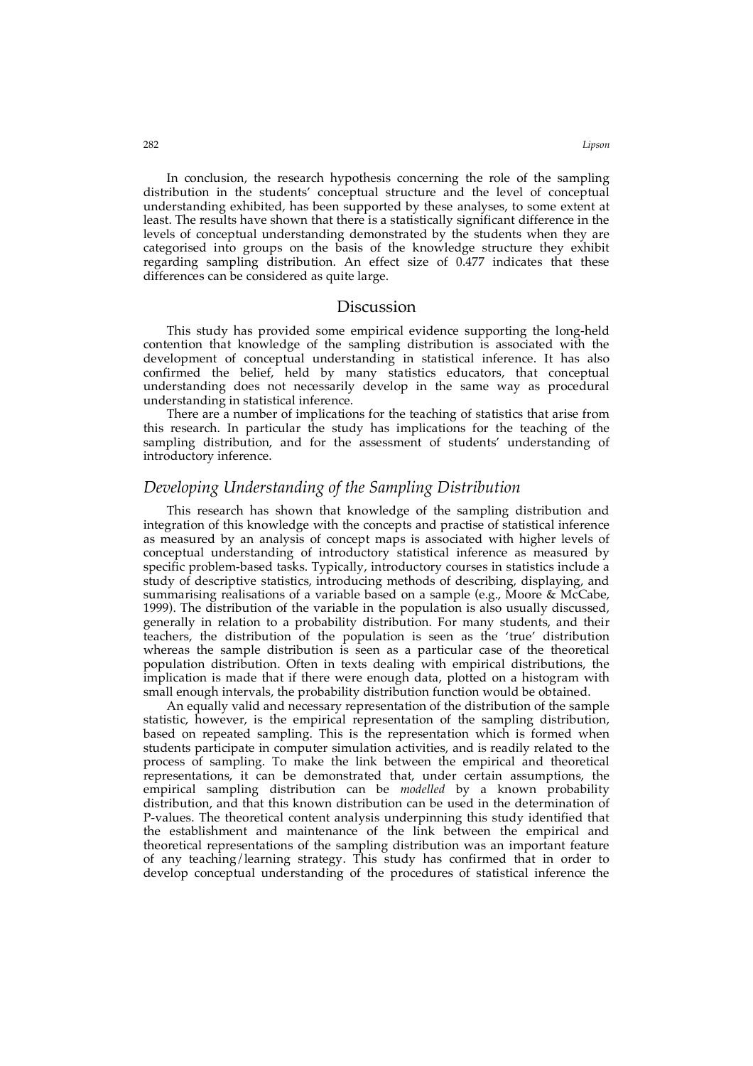In conclusion, the research hypothesis concerning the role of the sampling distribution in the students' conceptual structure and the level of conceptual understanding exhibited, has been supported by these analyses, to some extent at least. The results have shown that there is a statistically significant difference in the levels of conceptual understanding demonstrated by the students when they are categorised into groups on the basis of the knowledge structure they exhibit regarding sampling distribution. An effect size of 0.477 indicates that these differences can be considered as quite large.

## Discussion

This study has provided some empirical evidence supporting the long-held contention that knowledge of the sampling distribution is associated with the development of conceptual understanding in statistical inference. It has also confirmed the belief, held by many statistics educators, that conceptual understanding does not necessarily develop in the same way as procedural understanding in statistical inference.

There are a number of implications for the teaching of statistics that arise from this research. In particular the study has implications for the teaching of the sampling distribution, and for the assessment of students' understanding of introductory inference.

### *Developing Understanding of the Sampling Distribution*

This research has shown that knowledge of the sampling distribution and integration of this knowledge with the concepts and practise of statistical inference as measured by an analysis of concept maps is associated with higher levels of conceptual understanding of introductory statistical inference as measured by specific problem-based tasks. Typically, introductory courses in statistics include a study of descriptive statistics, introducing methods of describing, displaying, and summarising realisations of a variable based on a sample (e.g., Moore & McCabe, 1999). The distribution of the variable in the population is also usually discussed, generally in relation to a probability distribution. For many students, and their teachers, the distribution of the population is seen as the 'true' distribution whereas the sample distribution is seen as a particular case of the theoretical population distribution. Often in texts dealing with empirical distributions, the implication is made that if there were enough data, plotted on a histogram with small enough intervals, the probability distribution function would be obtained.

An equally valid and necessary representation of the distribution of the sample statistic, however, is the empirical representation of the sampling distribution, based on repeated sampling. This is the representation which is formed when students participate in computer simulation activities, and is readily related to the process of sampling. To make the link between the empirical and theoretical representations, it can be demonstrated that, under certain assumptions, the empirical sampling distribution can be *modelled* by a known probability distribution, and that this known distribution can be used in the determination of P-values. The theoretical content analysis underpinning this study identified that the establishment and maintenance of the link between the empirical and theoretical representations of the sampling distribution was an important feature of any teaching/learning strategy. This study has confirmed that in order to develop conceptual understanding of the procedures of statistical inference the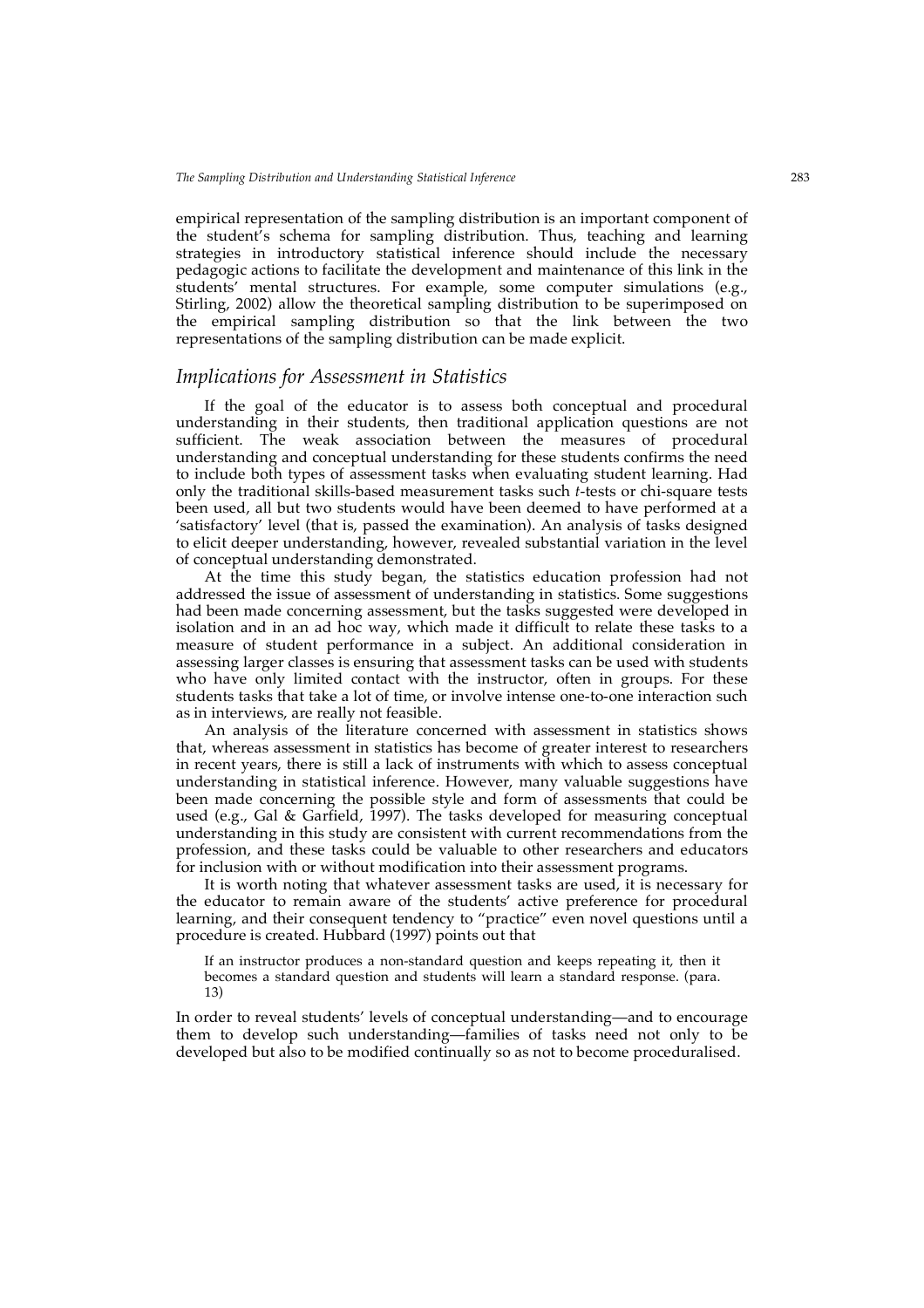empirical representation of the sampling distribution is an important component of the student's schema for sampling distribution. Thus, teaching and learning strategies in introductory statistical inference should include the necessary pedagogic actions to facilitate the development and maintenance of this link in the students' mental structures. For example, some computer simulations (e.g., Stirling, 2002) allow the theoretical sampling distribution to be superimposed on the empirical sampling distribution so that the link between the two representations of the sampling distribution can be made explicit.

## *Implications for Assessment in Statistics*

If the goal of the educator is to assess both conceptual and procedural understanding in their students, then traditional application questions are not sufficient. The weak association between the measures of procedural understanding and conceptual understanding for these students confirms the need to include both types of assessment tasks when evaluating student learning. Had only the traditional skills-based measurement tasks such *t*-tests or chi-square tests been used, all but two students would have been deemed to have performed at a 'satisfactory' level (that is, passed the examination). An analysis of tasks designed to elicit deeper understanding, however, revealed substantial variation in the level of conceptual understanding demonstrated.

At the time this study began, the statistics education profession had not addressed the issue of assessment of understanding in statistics. Some suggestions had been made concerning assessment, but the tasks suggested were developed in isolation and in an ad hoc way, which made it difficult to relate these tasks to a measure of student performance in a subject. An additional consideration in assessing larger classes is ensuring that assessment tasks can be used with students who have only limited contact with the instructor, often in groups. For these students tasks that take a lot of time, or involve intense one-to-one interaction such as in interviews, are really not feasible.

An analysis of the literature concerned with assessment in statistics shows that, whereas assessment in statistics has become of greater interest to researchers in recent years, there is still a lack of instruments with which to assess conceptual understanding in statistical inference. However, many valuable suggestions have been made concerning the possible style and form of assessments that could be used (e.g., Gal & Garfield, 1997). The tasks developed for measuring conceptual understanding in this study are consistent with current recommendations from the profession, and these tasks could be valuable to other researchers and educators for inclusion with or without modification into their assessment programs.

It is worth noting that whatever assessment tasks are used, it is necessary for the educator to remain aware of the students' active preference for procedural learning, and their consequent tendency to "practice" even novel questions until a procedure is created. Hubbard (1997) points out that

> If an instructor produces a non-standard question and keeps repeating it, then it becomes a standard question and students will learn a standard response. (para. 13)

In order to reveal students' levels of conceptual understanding—and to encourage them to develop such understanding—families of tasks need not only to be developed but also to be modified continually so as not to become proceduralised.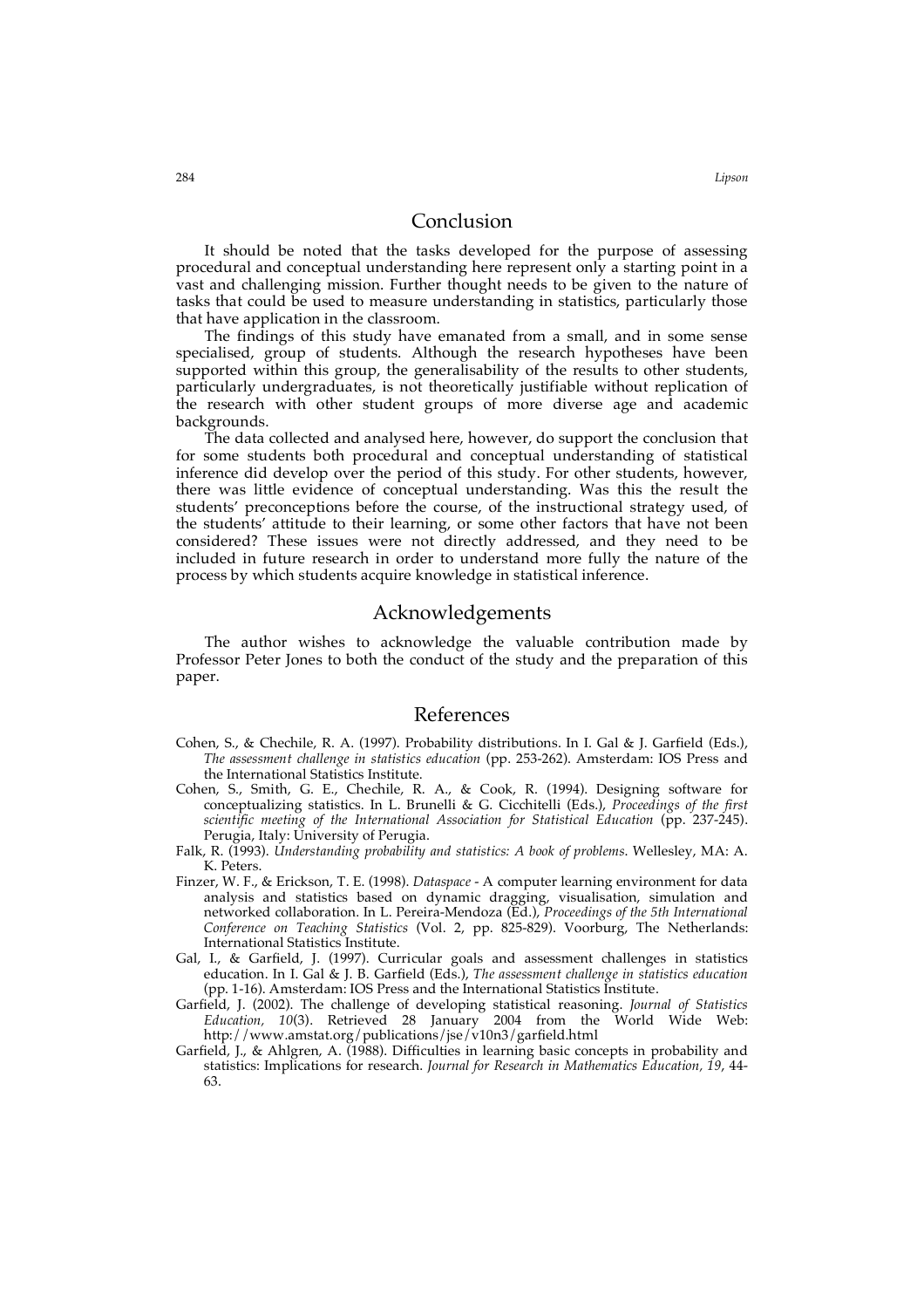## Conclusion

It should be noted that the tasks developed for the purpose of assessing procedural and conceptual understanding here represent only a starting point in a vast and challenging mission. Further thought needs to be given to the nature of tasks that could be used to measure understanding in statistics, particularly those that have application in the classroom.

The findings of this study have emanated from a small, and in some sense specialised, group of students. Although the research hypotheses have been supported within this group, the generalisability of the results to other students, particularly undergraduates, is not theoretically justifiable without replication of the research with other student groups of more diverse age and academic backgrounds.

The data collected and analysed here, however, do support the conclusion that for some students both procedural and conceptual understanding of statistical inference did develop over the period of this study. For other students, however, there was little evidence of conceptual understanding. Was this the result the students' preconceptions before the course, of the instructional strategy used, of the students' attitude to their learning, or some other factors that have not been considered? These issues were not directly addressed, and they need to be included in future research in order to understand more fully the nature of the process by which students acquire knowledge in statistical inference.

## Acknowledgements

The author wishes to acknowledge the valuable contribution made by Professor Peter Jones to both the conduct of the study and the preparation of this paper.

## References

Cohen, S., & Chechile, R. A. (1997). Probability distributions. In I. Gal & J. Garfield (Eds.), *The assessment challenge in statistics education* (pp. 253-262). Amsterdam: IOS Press and the International Statistics Institute.

Cohen, S., Smith, G. E., Chechile, R. A., & Cook, R. (1994). Designing software for conceptualizing statistics. In L. Brunelli & G. Cicchitelli (Eds.), *Proceedings of the first scientific meeting of the International Association for Statistical Education* (pp. 237-245). Perugia, Italy: University of Perugia.

Falk, R. (1993). *Understanding probability and statistics: A book of problems*. Wellesley, MA: A. K. Peters.

Finzer, W. F., & Erickson, T. E. (1998). *Dataspace* - A computer learning environment for data analysis and statistics based on dynamic dragging, visualisation, simulation and networked collaboration. In L. Pereira-Mendoza (Ed.), *Proceedings of the 5th International Conference on Teaching Statistics* (Vol. 2, pp. 825-829). Voorburg, The Netherlands: International Statistics Institute.

Gal, I., & Garfield, J. (1997). Curricular goals and assessment challenges in statistics education. In I. Gal & J. B. Garfield (Eds.), *The assessment challenge in statistics education* (pp. 1-16). Amsterdam: IOS Press and the International Statistics Institute.

Garfield, J. (2002). The challenge of developing statistical reasoning. *Journal of Statistics Education, 10*(3). Retrieved 28 January 2004 from the World Wide Web: http://www.amstat.org/publications/jse/v10n3/garfield.html

Garfield, J., & Ahlgren, A. (1988). Difficulties in learning basic concepts in probability and statistics: Implications for research. *Journal for Research in Mathematics Education, 19*, 44-63.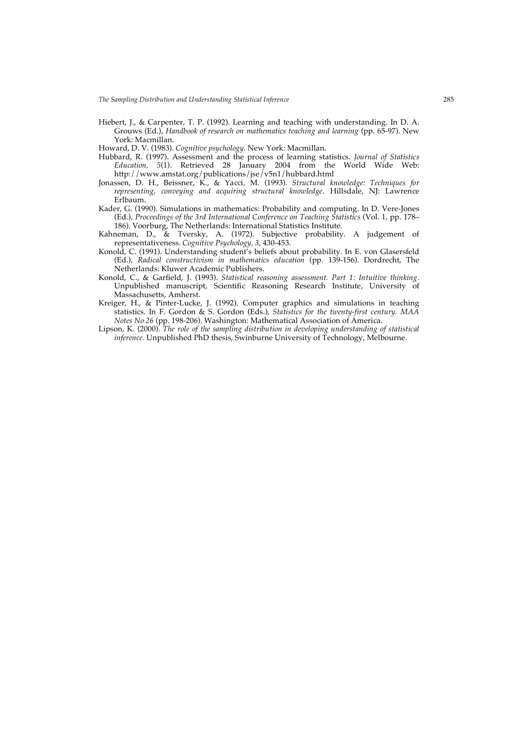Hiebert, J., & Carpenter, T. P. (1992). Learning and teaching with understanding. In D. A. Grouws (Ed.), *Handbook of research on mathematics teaching and learning* (pp. 65-97). New York: Macmillan.

Howard, D. V. (1983). *Cognitive psychology*. New York: Macmillan.

Hubbard, R. (1997). Assessment and the process of learning statistics. *Journal of Statistics Education, 5*(1). Retrieved 28 January 2004 from the World Wide Web: http://www.amstat.org/publications/jse/v5n1/hubbard.html

Jonassen, D. H., Beissner, K., & Yacci, M. (1993). *Structural knowledge: Techniques for representing, conveying and acquiring structural knowledge*. Hillsdale, NJ: Lawrence Erlbaum.

Kader, G. (1990). Simulations in mathematics: Probability and computing. In D. Vere-Jones (Ed.), *Proceedings of the 3rd International Conference on Teaching Statistics* (Vol. 1, pp. 178–186). Voorburg, The Netherlands: International Statistics Institute.

Kahneman, D., & Tversky, A. (1972). Subjective probability. A judgement of representativeness. *Cognitive Psychology, 3*, 430-453.

Konold, C. (1991). Understanding student's beliefs about probability. In E. von Glasersfeld (Ed.), *Radical constructivism in mathematics education* (pp. 139-156). Dordrecht, The Netherlands: Kluwer Academic Publishers.

Konold, C., & Garfield, J. (1993). *Statistical reasoning assessment. Part 1: Intuitive thinking.* Unpublished manuscript, Scientific Reasoning Research Institute, University of Massachusetts, Amherst.

Kreiger, H., & Pinter-Lucke, J. (1992). Computer graphics and simulations in teaching statistics. In F. Gordon & S. Gordon (Eds.), *Statistics for the twenty-first century. MAA Notes No 26* (pp. 198-206). Washington: Mathematical Association of America.

Lipson, K. (2000). *The role of the sampling distribution in developing understanding of statistical inference.* Unpublished PhD thesis, Swinburne University of Technology, Melbourne.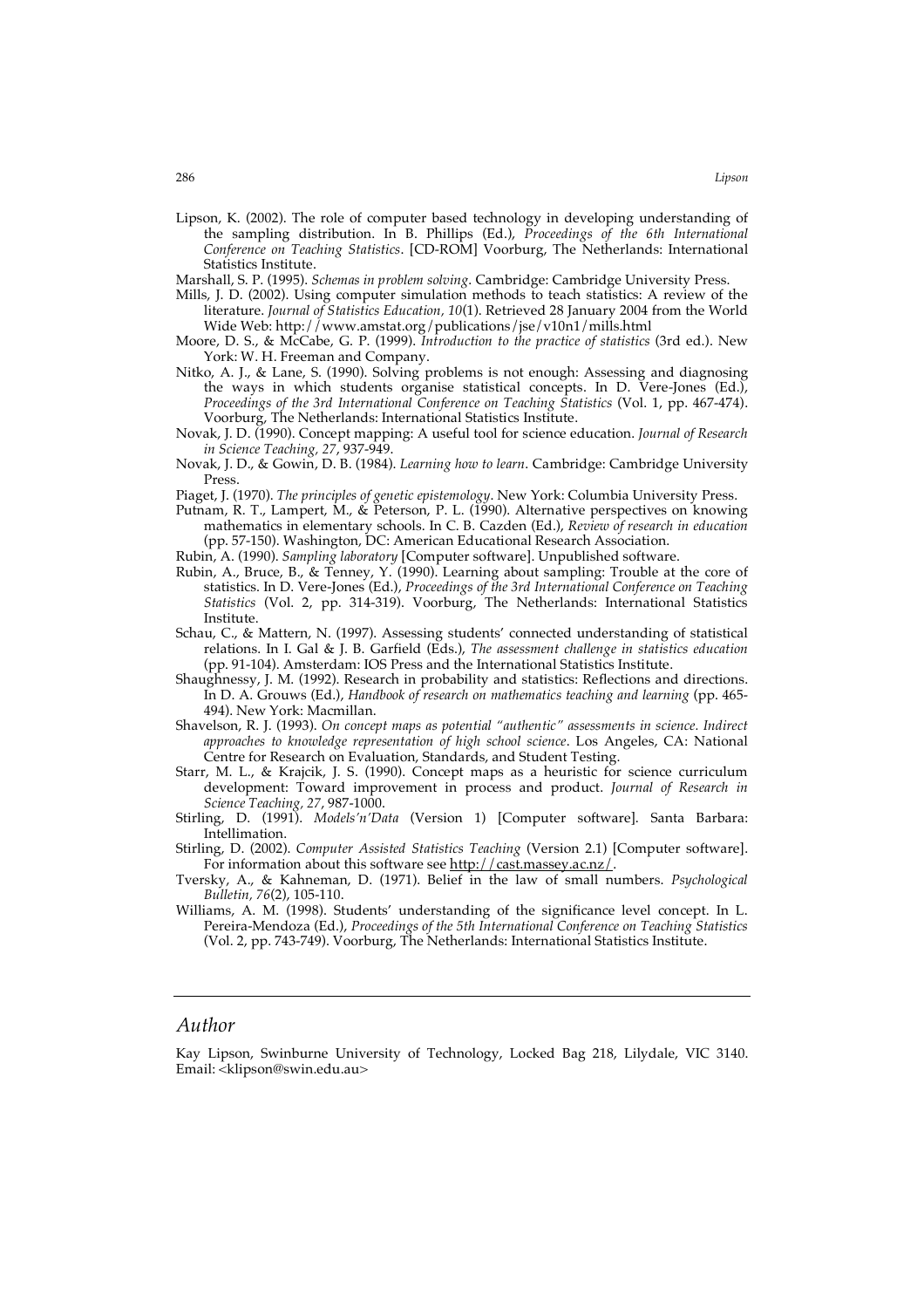Lipson, K. (2002). The role of computer based technology in developing understanding of the sampling distribution. In B. Phillips (Ed.), *Proceedings of the 6th International Conference on Teaching Statistics*. [CD-ROM] Voorburg, The Netherlands: International Statistics Institute.

Marshall, S. P. (1995). *Schemas in problem solving*. Cambridge: Cambridge University Press.

Mills, J. D. (2002). Using computer simulation methods to teach statistics: A review of the literature. *Journal of Statistics Education, 10*(1). Retrieved 28 January 2004 from the World Wide Web: http://www.amstat.org/publications/jse/v10n1/mills.html

Moore, D. S., & McCabe, G. P. (1999). *Introduction to the practice of statistics* (3rd ed.). New York: W. H. Freeman and Company.

Nitko, A. J., & Lane, S. (1990). Solving problems is not enough: Assessing and diagnosing the ways in which students organise statistical concepts. In D. Vere-Jones (Ed.), *Proceedings of the 3rd International Conference on Teaching Statistics* (Vol. 1, pp. 467-474). Voorburg, The Netherlands: International Statistics Institute.

Novak, J. D. (1990). Concept mapping: A useful tool for science education. *Journal of Research in Science Teaching, 27*, 937-949.

Novak, J. D., & Gowin, D. B. (1984). *Learning how to learn*. Cambridge: Cambridge University Press.

Piaget, J. (1970). *The principles of genetic epistemology*. New York: Columbia University Press.

Putnam, R. T., Lampert, M., & Peterson, P. L. (1990). Alternative perspectives on knowing mathematics in elementary schools. In C. B. Cazden (Ed.), *Review of research in education* (pp. 57-150). Washington, DC: American Educational Research Association.

Rubin, A. (1990). *Sampling laboratory* [Computer software]. Unpublished software.

Rubin, A., Bruce, B., & Tenney, Y. (1990). Learning about sampling: Trouble at the core of statistics. In D. Vere-Jones (Ed.), *Proceedings of the 3rd International Conference on Teaching Statistics* (Vol. 2, pp. 314-319). Voorburg, The Netherlands: International Statistics Institute.

Schau, C., & Mattern, N. (1997). Assessing students' connected understanding of statistical relations. In I. Gal & J. B. Garfield (Eds.), *The assessment challenge in statistics education* (pp. 91-104). Amsterdam: IOS Press and the International Statistics Institute.

Shaughnessy, J. M. (1992). Research in probability and statistics: Reflections and directions. In D. A. Grouws (Ed.), *Handbook of research on mathematics teaching and learning* (pp. 465-494). New York: Macmillan.

Shavelson, R. J. (1993). *On concept maps as potential "authentic" assessments in science. Indirect approaches to knowledge representation of high school science*. Los Angeles, CA: National Centre for Research on Evaluation, Standards, and Student Testing.

Starr, M. L., & Krajcik, J. S. (1990). Concept maps as a heuristic for science curriculum development: Toward improvement in process and product. *Journal of Research in Science Teaching, 27*, 987-1000.

Stirling, D. (1991). *Models'n'Data* (Version 1) [Computer software]. Santa Barbara: Intellimation.

Stirling, D. (2002). *Computer Assisted Statistics Teaching* (Version 2.1) [Computer software]. For information about this software see http://cast.massey.ac.nz/.

Tversky, A., & Kahneman, D. (1971). Belief in the law of small numbers. *Psychological Bulletin, 76*(2), 105-110.

Williams, A. M. (1998). Students' understanding of the significance level concept. In L. Pereira-Mendoza (Ed.), *Proceedings of the 5th International Conference on Teaching Statistics* (Vol. 2, pp. 743-749). Voorburg, The Netherlands: International Statistics Institute.

## Author

Kay Lipson, Swinburne University of Technology, Locked Bag 218, Lilydale, VIC 3140. Email: <klipson@swin.edu.au>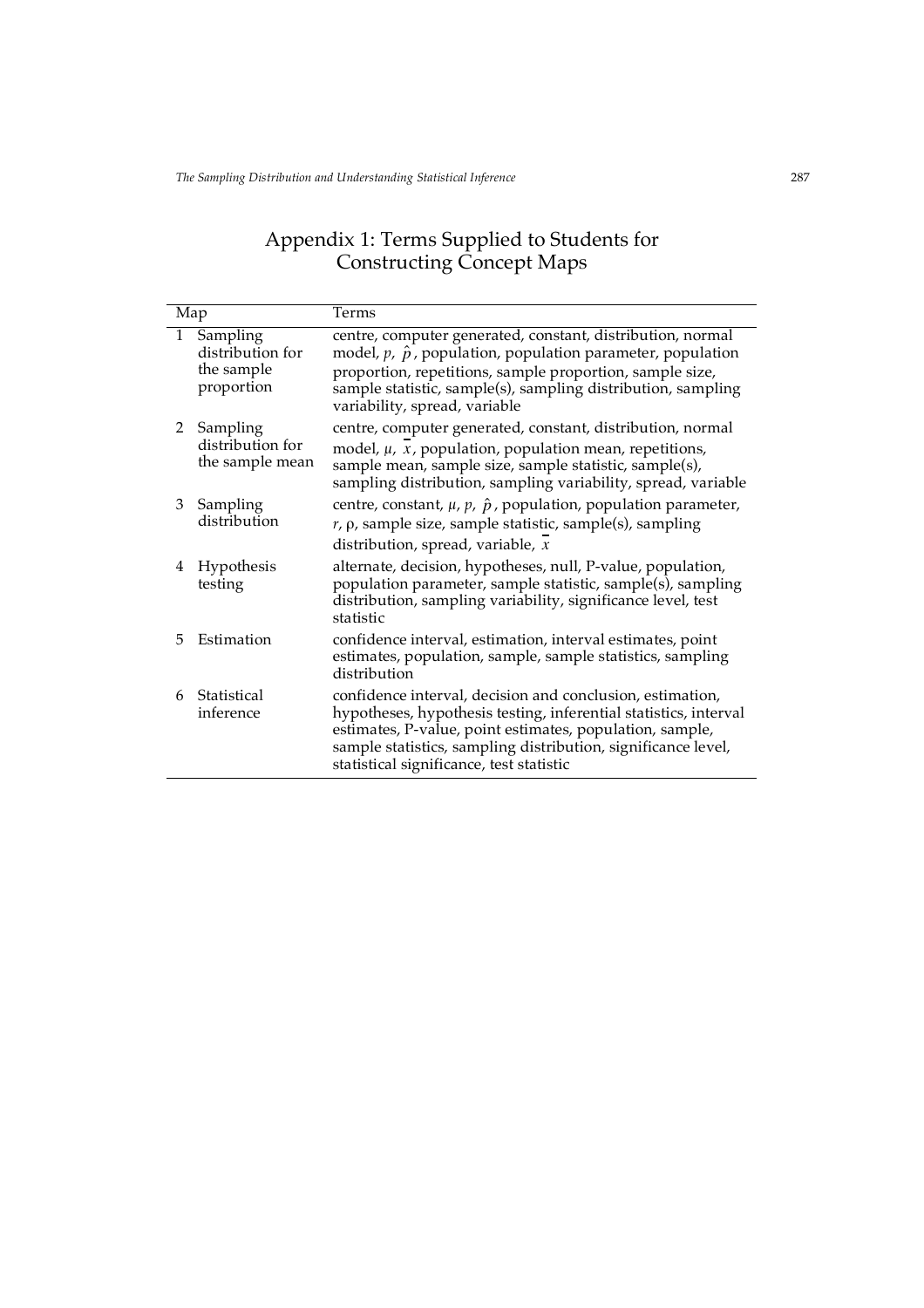# Appendix 1: Terms Supplied to Students for Constructing Concept Maps

| Map | | Terms |
|---|---|---|
| 1 | Sampling distribution for the sample proportion | centre, computer generated, constant, distribution, normal model, $p$, $\hat{p}$, population, population parameter, population proportion, repetitions, sample proportion, sample size, sample statistic, sample(s), sampling distribution, sampling variability, spread, variable |
| 2 | Sampling distribution for the sample mean | centre, computer generated, constant, distribution, normal model, $\mu$, $\bar{x}$, population, population mean, repetitions, sample mean, sample size, sample statistic, sample(s), sampling distribution, sampling variability, spread, variable |
| 3 | Sampling distribution | centre, constant, $\mu$, $p$, $\hat{p}$, population, population parameter, $r$, $\rho$, sample size, sample statistic, sample(s), sampling distribution, spread, variable, $\bar{x}$ |
| 4 | Hypothesis testing | alternate, decision, hypotheses, null, P-value, population, population parameter, sample statistic, sample(s), sampling distribution, sampling variability, significance level, test statistic |
| 5 | Estimation | confidence interval, estimation, interval estimates, point estimates, population, sample, sample statistics, sampling distribution |
| 6 | Statistical inference | confidence interval, decision and conclusion, estimation, hypotheses, hypothesis testing, inferential statistics, interval estimates, P-value, point estimates, population, sample, sample statistics, sampling distribution, significance level, statistical significance, test statistic |